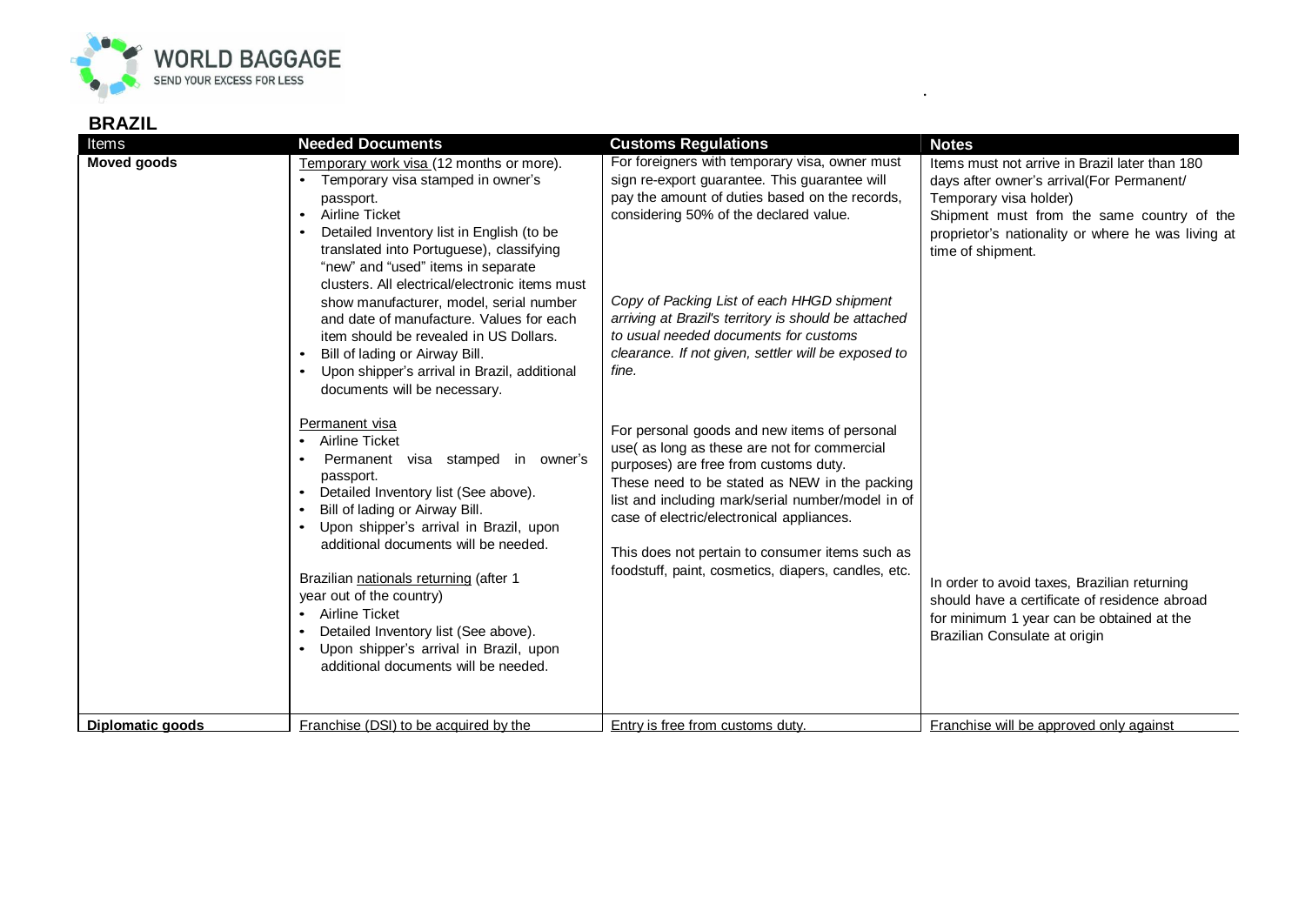## BRAZIL

| Items | Needed Documents | Customs Regulations | Notes |
|---|---|---|---|
| **Moved goods** | Temporary work visa (12 months or more).<br>• Temporary visa stamped in owner's passport.<br>• Airline Ticket<br>• Detailed Inventory list in English (to be translated into Portuguese), classifying "new" and "used" items in separate clusters. All electrical/electronic items must show manufacturer, model, serial number and date of manufacture. Values for each item should be revealed in US Dollars.<br>• Bill of lading or Airway Bill.<br>• Upon shipper's arrival in Brazil, additional documents will be necessary.<br><br>Permanent visa<br>• Airline Ticket<br>• Permanent visa stamped in owner's passport.<br>• Detailed Inventory list (See above).<br>• Bill of lading or Airway Bill.<br>• Upon shipper's arrival in Brazil, upon additional documents will be needed.<br><br>Brazilian nationals returning (after 1 year out of the country)<br>• Airline Ticket<br>• Detailed Inventory list (See above).<br>• Upon shipper's arrival in Brazil, upon additional documents will be needed. | For foreigners with temporary visa, owner must sign re-export guarantee. This guarantee will pay the amount of duties based on the records, considering 50% of the declared value.<br><br>*Copy of Packing List of each HHGD shipment arriving at Brazil's territory is should be attached to usual needed documents for customs clearance. If not given, settler will be exposed to fine.*<br><br>For personal goods and new items of personal use( as long as these are not for commercial purposes) are free from customs duty.<br>These need to be stated as NEW in the packing list and including mark/serial number/model in of case of electric/electronical appliances.<br><br>This does not pertain to consumer items such as foodstuff, paint, cosmetics, diapers, candles, etc. | Items must not arrive in Brazil later than 180 days after owner's arrival(For Permanent/ Temporary visa holder)<br>Shipment must from the same country of the proprietor's nationality or where he was living at time of shipment.<br><br>In order to avoid taxes, Brazilian returning should have a certificate of residence abroad for minimum 1 year can be obtained at the Brazilian Consulate at origin |
| **Diplomatic goods** | Franchise (DSI) to be acquired by the | Entry is free from customs duty. | Franchise will be approved only against |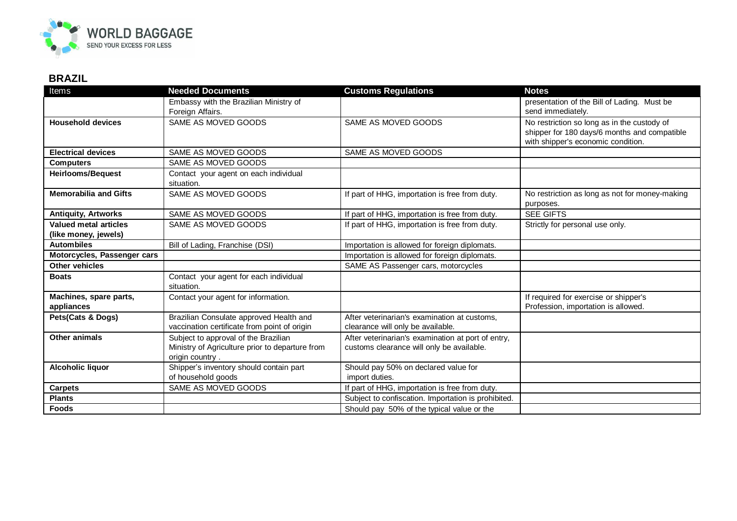## BRAZIL

| Items | Needed Documents | Customs Regulations | Notes |
|---|---|---|---|
| | Embassy with the Brazilian Ministry of Foreign Affairs. | | presentation of the Bill of Lading. Must be send immediately. |
| **Household devices** | SAME AS MOVED GOODS | SAME AS MOVED GOODS | No restriction so long as in the custody of shipper for 180 days/6 months and compatible with shipper's economic condition. |
| **Electrical devices** | SAME AS MOVED GOODS | SAME AS MOVED GOODS | |
| **Computers** | SAME AS MOVED GOODS | | |
| **Heirlooms/Bequest** | Contact your agent on each individual situation. | | |
| **Memorabilia and Gifts** | SAME AS MOVED GOODS | If part of HHG, importation is free from duty. | No restriction as long as not for money-making purposes. |
| **Antiquity, Artworks** | SAME AS MOVED GOODS | If part of HHG, importation is free from duty. | SEE GIFTS |
| **Valued metal articles (like money, jewels)** | SAME AS MOVED GOODS | If part of HHG, importation is free from duty. | Strictly for personal use only. |
| **Autombiles** | Bill of Lading, Franchise (DSI) | Importation is allowed for foreign diplomats. | |
| **Motorcycles, Passenger cars** | | Importation is allowed for foreign diplomats. | |
| **Other vehicles** | | SAME AS Passenger cars, motorcycles | |
| **Boats** | Contact your agent for each individual situation. | | |
| **Machines, spare parts, appliances** | Contact your agent for information. | | If required for exercise or shipper's Profession, importation is allowed. |
| **Pets(Cats & Dogs)** | Brazilian Consulate approved Health and vaccination certificate from point of origin | After veterinarian's examination at customs, clearance will only be available. | |
| **Other animals** | Subject to approval of the Brazilian Ministry of Agriculture prior to departure from origin country . | After veterinarian's examination at port of entry, customs clearance will only be available. | |
| **Alcoholic liquor** | Shipper's inventory should contain part of household goods | Should pay 50% on declared value for import duties. | |
| **Carpets** | SAME AS MOVED GOODS | If part of HHG, importation is free from duty. | |
| **Plants** | | Subject to confiscation. Importation is prohibited. | |
| **Foods** | | Should pay 50% of the typical value or the | |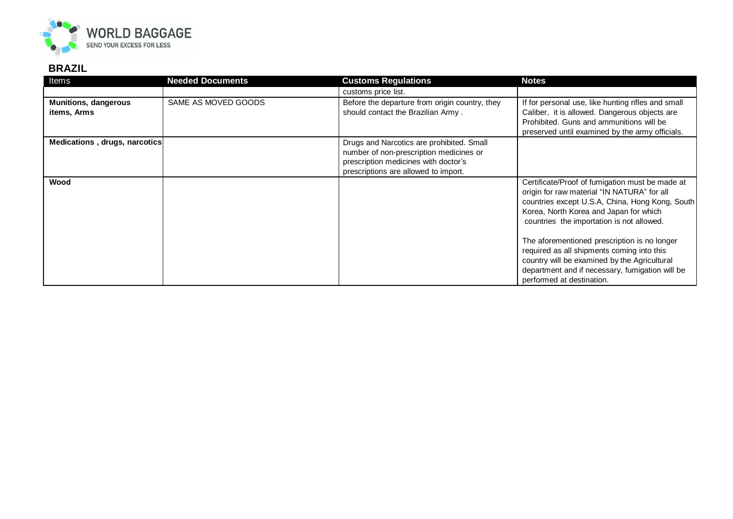## BRAZIL

| Items | Needed Documents | Customs Regulations | Notes |
|---|---|---|---|
| | | customs price list. | |
| **Munitions, dangerous items, Arms** | SAME AS MOVED GOODS | Before the departure from origin country, they should contact the Brazilian Army . | If for personal use, like hunting rifles and small Caliber, it is allowed. Dangerous objects are Prohibited. Guns and ammunitions will be preserved until examined by the army officials. |
| **Medications , drugs, narcotics** | | Drugs and Narcotics are prohibited. Small number of non-prescription medicines or prescription medicines with doctor's prescriptions are allowed to import. | |
| **Wood** | | | Certificate/Proof of fumigation must be made at origin for raw material "IN NATURA" for all countries except U.S.A, China, Hong Kong, South Korea, North Korea and Japan for which countries the importation is not allowed. The aforementioned prescription is no longer required as all shipments coming into this country will be examined by the Agricultural department and if necessary, fumigation will be performed at destination. |